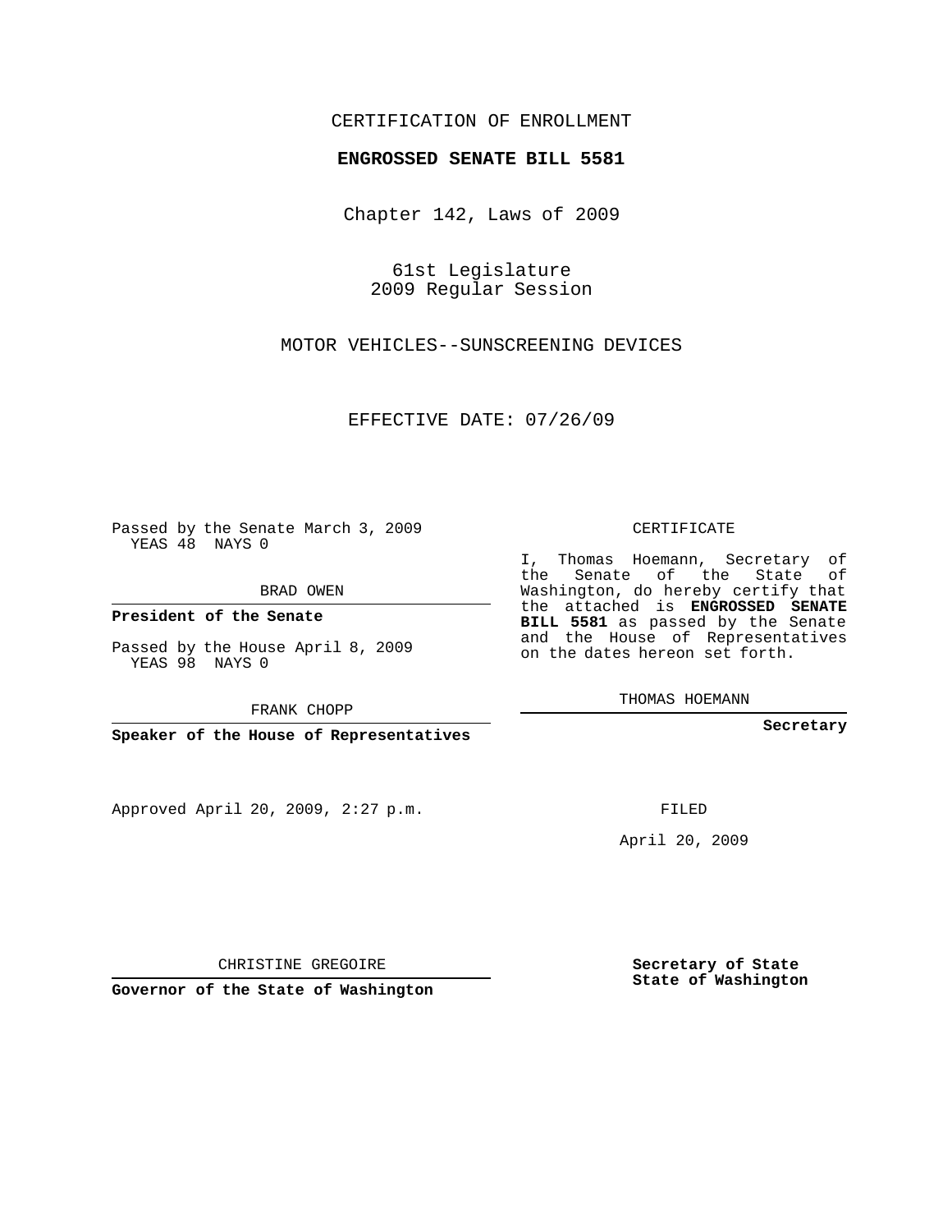CERTIFICATION OF ENROLLMENT

**ENGROSSED SENATE BILL 5581**

Chapter 142, Laws of 2009

61st Legislature
2009 Regular Session

MOTOR VEHICLES--SUNSCREENING DEVICES

EFFECTIVE DATE: 07/26/09

Passed by the Senate March 3, 2009
YEAS 48 NAYS 0

BRAD OWEN

**President of the Senate**

Passed by the House April 8, 2009
YEAS 98 NAYS 0

FRANK CHOPP

**Speaker of the House of Representatives**

Approved April 20, 2009, 2:27 p.m.

CHRISTINE GREGOIRE

**Governor of the State of Washington**

CERTIFICATE

I, Thomas Hoemann, Secretary of the Senate of the State of Washington, do hereby certify that the attached is **ENGROSSED SENATE BILL 5581** as passed by the Senate and the House of Representatives on the dates hereon set forth.

THOMAS HOEMANN

**Secretary**

FILED

April 20, 2009

**Secretary of State**
**State of Washington**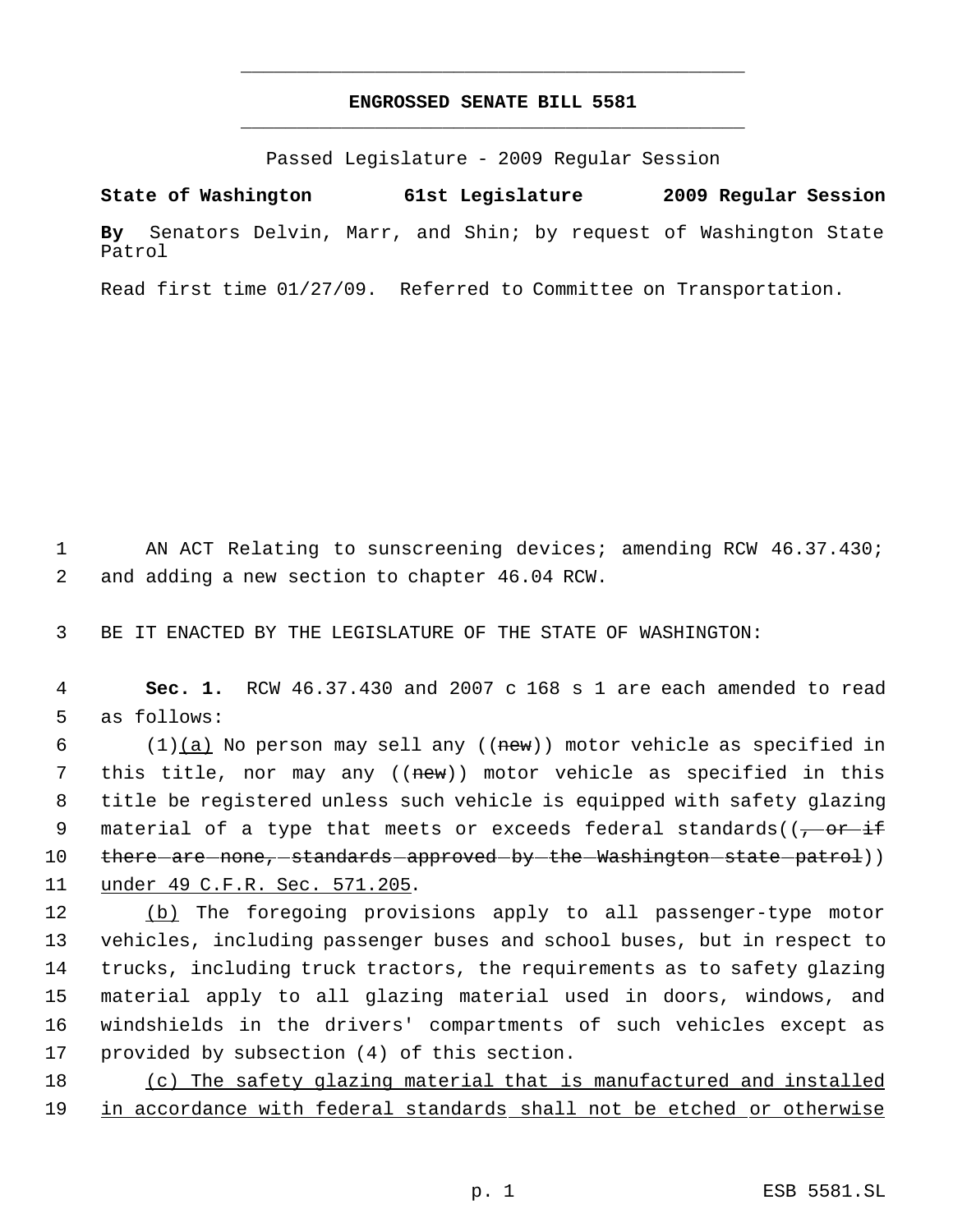# ENGROSSED SENATE BILL 5581

Passed Legislature - 2009 Regular Session

**State of Washington 61st Legislature 2009 Regular Session**

**By** Senators Delvin, Marr, and Shin; by request of Washington State Patrol

Read first time 01/27/09. Referred to Committee on Transportation.

1 AN ACT Relating to sunscreening devices; amending RCW 46.37.430;
2 and adding a new section to chapter 46.04 RCW.

3 BE IT ENACTED BY THE LEGISLATURE OF THE STATE OF WASHINGTON:

4 **Sec. 1.** RCW 46.37.430 and 2007 c 168 s 1 are each amended to read
5 as follows:

6 (1)(a) No person may sell any ((~~new~~)) motor vehicle as specified in
7 this title, nor may any ((~~new~~)) motor vehicle as specified in this
8 title be registered unless such vehicle is equipped with safety glazing
9 material of a type that meets or exceeds federal standards((~~, or if~~
10 ~~there are none, standards approved by the Washington state patrol~~))
11 under 49 C.F.R. Sec. 571.205.

12 (b) The foregoing provisions apply to all passenger-type motor
13 vehicles, including passenger buses and school buses, but in respect to
14 trucks, including truck tractors, the requirements as to safety glazing
15 material apply to all glazing material used in doors, windows, and
16 windshields in the drivers' compartments of such vehicles except as
17 provided by subsection (4) of this section.

18 (c) The safety glazing material that is manufactured and installed
19 in accordance with federal standards shall not be etched or otherwise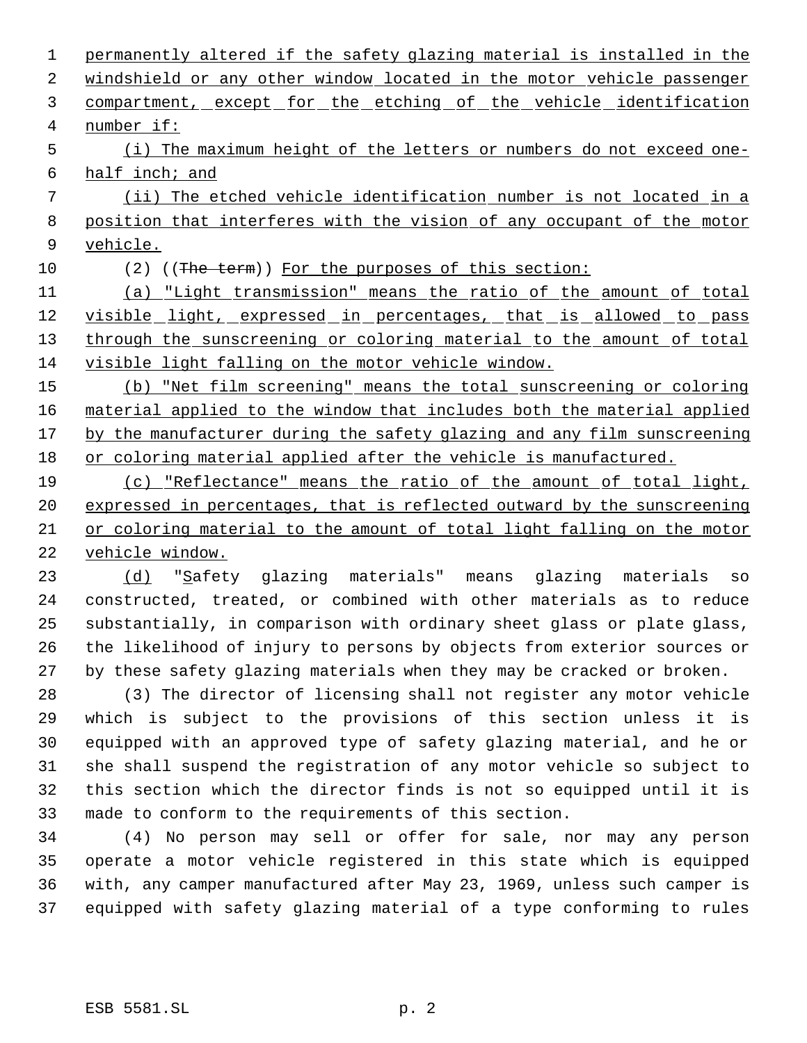permanently altered if the safety glazing material is installed in the windshield or any other window located in the motor vehicle passenger compartment, except for the etching of the vehicle identification number if:

(i) The maximum height of the letters or numbers do not exceed one-half inch; and

(ii) The etched vehicle identification number is not located in a position that interferes with the vision of any occupant of the motor vehicle.

(2) ((~~The term~~)) For the purposes of this section:

(a) "Light transmission" means the ratio of the amount of total visible light, expressed in percentages, that is allowed to pass through the sunscreening or coloring material to the amount of total visible light falling on the motor vehicle window.

(b) "Net film screening" means the total sunscreening or coloring material applied to the window that includes both the material applied by the manufacturer during the safety glazing and any film sunscreening or coloring material applied after the vehicle is manufactured.

(c) "Reflectance" means the ratio of the amount of total light, expressed in percentages, that is reflected outward by the sunscreening or coloring material to the amount of total light falling on the motor vehicle window.

(d) "Safety glazing materials" means glazing materials so constructed, treated, or combined with other materials as to reduce substantially, in comparison with ordinary sheet glass or plate glass, the likelihood of injury to persons by objects from exterior sources or by these safety glazing materials when they may be cracked or broken.

(3) The director of licensing shall not register any motor vehicle which is subject to the provisions of this section unless it is equipped with an approved type of safety glazing material, and he or she shall suspend the registration of any motor vehicle so subject to this section which the director finds is not so equipped until it is made to conform to the requirements of this section.

(4) No person may sell or offer for sale, nor may any person operate a motor vehicle registered in this state which is equipped with, any camper manufactured after May 23, 1969, unless such camper is equipped with safety glazing material of a type conforming to rules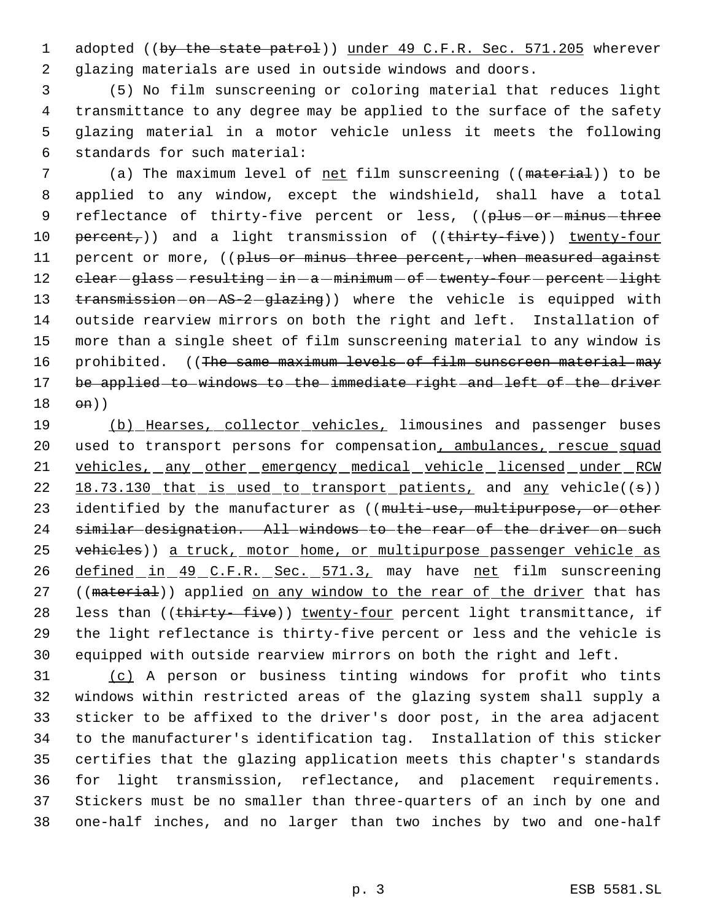adopted ((~~by the state patrol~~)) <u>under 49 C.F.R. Sec. 571.205</u> wherever glazing materials are used in outside windows and doors.

(5) No film sunscreening or coloring material that reduces light transmittance to any degree may be applied to the surface of the safety glazing material in a motor vehicle unless it meets the following standards for such material:

(a) The maximum level of <u>net</u> film sunscreening ((~~material~~)) to be applied to any window, except the windshield, shall have a total reflectance of thirty-five percent or less, ((~~plus or minus three percent,~~)) and a light transmission of ((~~thirty-five~~)) <u>twenty-four</u> percent or more, ((~~plus or minus three percent, when measured against clear glass resulting in a minimum of twenty-four percent light transmission on AS-2 glazing~~)) where the vehicle is equipped with outside rearview mirrors on both the right and left. Installation of more than a single sheet of film sunscreening material to any window is prohibited. ((~~The same maximum levels of film sunscreen material may be applied to windows to the immediate right and left of the driver on~~))

<u>(b) Hearses, collector vehicles,</u> limousines and passenger buses used to transport persons for compensation<u>, ambulances, rescue squad vehicles, any other emergency medical vehicle licensed under RCW 18.73.130 that is used to transport patients,</u> and <u>any</u> vehicle((~~s~~)) identified by the manufacturer as ((~~multi-use, multipurpose, or other similar designation. All windows to the rear of the driver on such vehicles~~)) <u>a truck, motor home, or multipurpose passenger vehicle as defined in 49 C.F.R. Sec. 571.3,</u> may have <u>net</u> film sunscreening ((~~material~~)) applied <u>on any window to the rear of the driver</u> that has less than ((~~thirty- five~~)) <u>twenty-four</u> percent light transmittance, if the light reflectance is thirty-five percent or less and the vehicle is equipped with outside rearview mirrors on both the right and left.

<u>(c)</u> A person or business tinting windows for profit who tints windows within restricted areas of the glazing system shall supply a sticker to be affixed to the driver's door post, in the area adjacent to the manufacturer's identification tag. Installation of this sticker certifies that the glazing application meets this chapter's standards for light transmission, reflectance, and placement requirements. Stickers must be no smaller than three-quarters of an inch by one and one-half inches, and no larger than two inches by two and one-half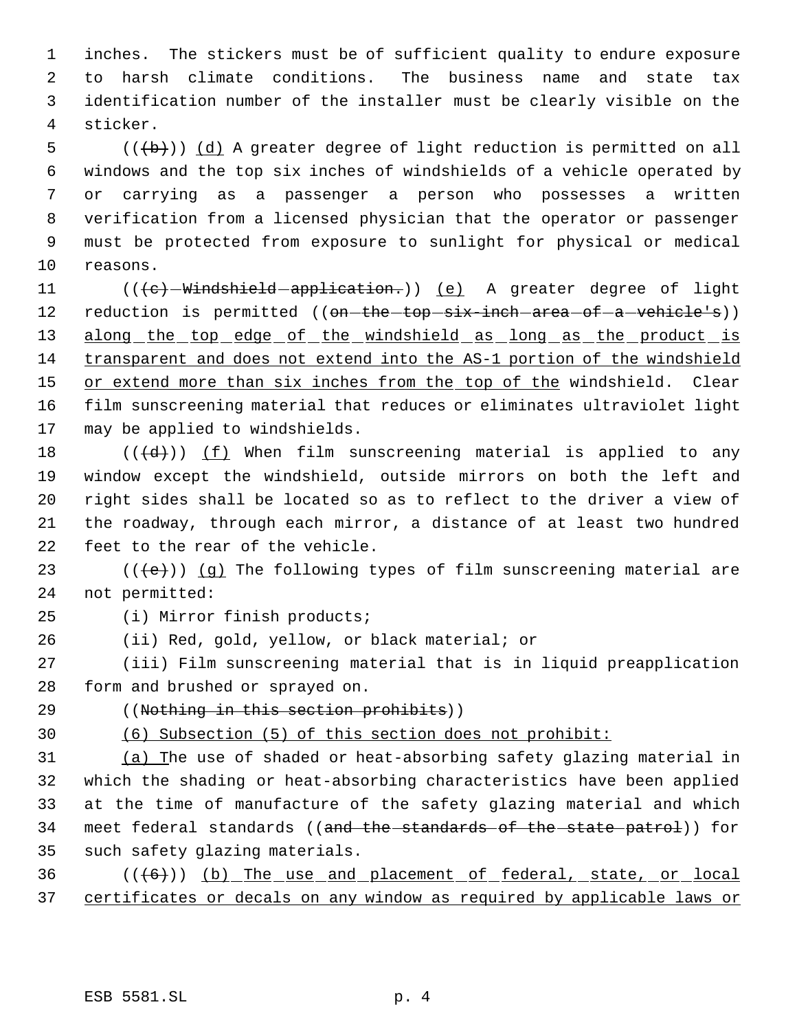inches. The stickers must be of sufficient quality to endure exposure to harsh climate conditions. The business name and state tax identification number of the installer must be clearly visible on the sticker.

(((b))) (d) A greater degree of light reduction is permitted on all windows and the top six inches of windshields of a vehicle operated by or carrying as a passenger a person who possesses a written verification from a licensed physician that the operator or passenger must be protected from exposure to sunlight for physical or medical reasons.

(((c) Windshield application.)) (e) A greater degree of light reduction is permitted ((on the top six-inch area of a vehicle's)) along the top edge of the windshield as long as the product is transparent and does not extend into the AS-1 portion of the windshield or extend more than six inches from the top of the windshield. Clear film sunscreening material that reduces or eliminates ultraviolet light may be applied to windshields.

(((d))) (f) When film sunscreening material is applied to any window except the windshield, outside mirrors on both the left and right sides shall be located so as to reflect to the driver a view of the roadway, through each mirror, a distance of at least two hundred feet to the rear of the vehicle.

(((e))) (g) The following types of film sunscreening material are not permitted:

(i) Mirror finish products;

(ii) Red, gold, yellow, or black material; or

(iii) Film sunscreening material that is in liquid preapplication form and brushed or sprayed on.

((Nothing in this section prohibits))

(6) Subsection (5) of this section does not prohibit:

(a) The use of shaded or heat-absorbing safety glazing material in which the shading or heat-absorbing characteristics have been applied at the time of manufacture of the safety glazing material and which meet federal standards ((and the standards of the state patrol)) for such safety glazing materials.

(((6))) (b) The use and placement of federal, state, or local certificates or decals on any window as required by applicable laws or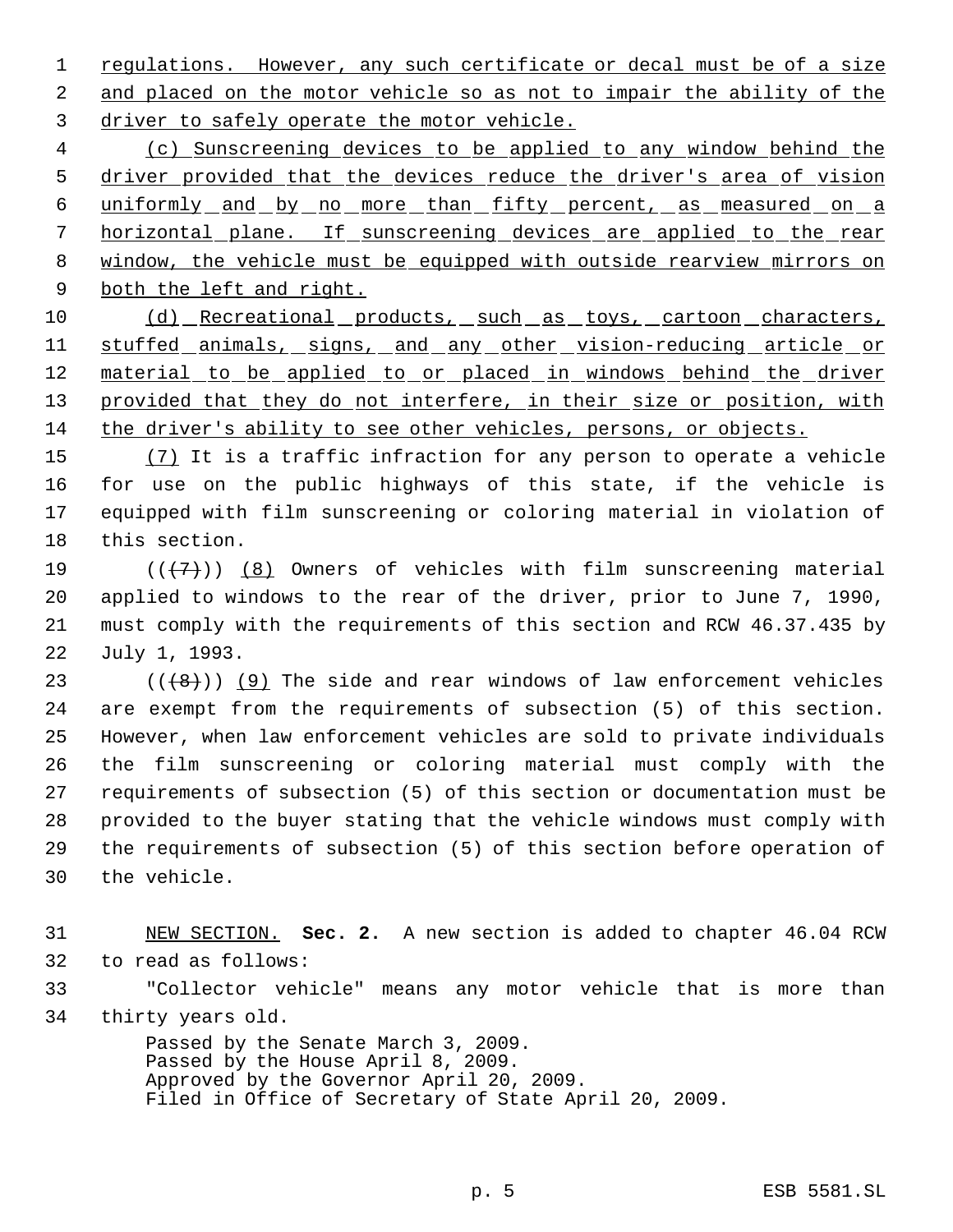regulations. However, any such certificate or decal must be of a size and placed on the motor vehicle so as not to impair the ability of the driver to safely operate the motor vehicle.

(c) Sunscreening devices to be applied to any window behind the driver provided that the devices reduce the driver's area of vision uniformly and by no more than fifty percent, as measured on a horizontal plane. If sunscreening devices are applied to the rear window, the vehicle must be equipped with outside rearview mirrors on both the left and right.

(d) Recreational products, such as toys, cartoon characters, stuffed animals, signs, and any other vision-reducing article or material to be applied to or placed in windows behind the driver provided that they do not interfere, in their size or position, with the driver's ability to see other vehicles, persons, or objects.

(7) It is a traffic infraction for any person to operate a vehicle for use on the public highways of this state, if the vehicle is equipped with film sunscreening or coloring material in violation of this section.

~~((~~(7)~~))~~ (8) Owners of vehicles with film sunscreening material applied to windows to the rear of the driver, prior to June 7, 1990, must comply with the requirements of this section and RCW 46.37.435 by July 1, 1993.

~~((~~(8)~~))~~ (9) The side and rear windows of law enforcement vehicles are exempt from the requirements of subsection (5) of this section. However, when law enforcement vehicles are sold to private individuals the film sunscreening or coloring material must comply with the requirements of subsection (5) of this section or documentation must be provided to the buyer stating that the vehicle windows must comply with the requirements of subsection (5) of this section before operation of the vehicle.

NEW SECTION. **Sec. 2.** A new section is added to chapter 46.04 RCW to read as follows:

"Collector vehicle" means any motor vehicle that is more than thirty years old.

Passed by the Senate March 3, 2009.
Passed by the House April 8, 2009.
Approved by the Governor April 20, 2009.
Filed in Office of Secretary of State April 20, 2009.